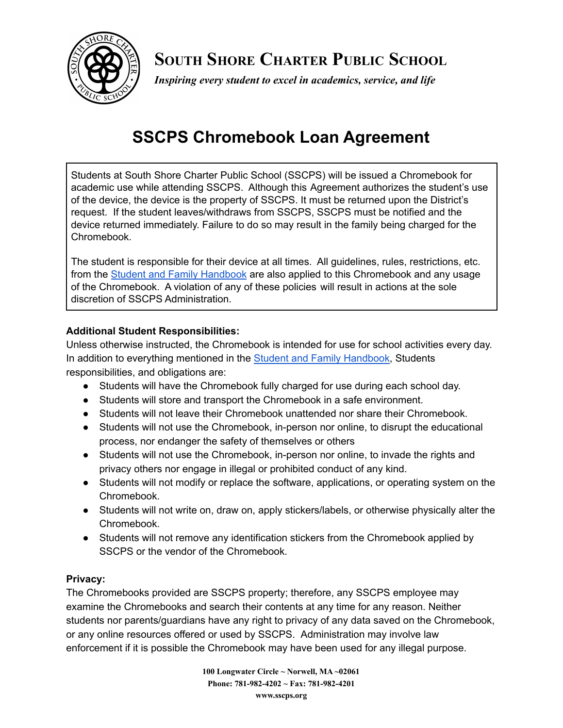# South Shore Charter Public School

*Inspiring every student to excel in academics, service, and life*

# SSCPS Chromebook Loan Agreement

Students at South Shore Charter Public School (SSCPS) will be issued a Chromebook for academic use while attending SSCPS. Although this Agreement authorizes the student's use of the device, the device is the property of SSCPS. It must be returned upon the District's request. If the student leaves/withdraws from SSCPS, SSCPS must be notified and the device returned immediately. Failure to do so may result in the family being charged for the Chromebook.

The student is responsible for their device at all times. All guidelines, rules, restrictions, etc. from the Student and Family Handbook are also applied to this Chromebook and any usage of the Chromebook. A violation of any of these policies will result in actions at the sole discretion of SSCPS Administration.

**Additional Student Responsibilities:**

Unless otherwise instructed, the Chromebook is intended for use for school activities every day. In addition to everything mentioned in the Student and Family Handbook, Students responsibilities, and obligations are:

- Students will have the Chromebook fully charged for use during each school day.
- Students will store and transport the Chromebook in a safe environment.
- Students will not leave their Chromebook unattended nor share their Chromebook.
- Students will not use the Chromebook, in-person nor online, to disrupt the educational process, nor endanger the safety of themselves or others
- Students will not use the Chromebook, in-person nor online, to invade the rights and privacy others nor engage in illegal or prohibited conduct of any kind.
- Students will not modify or replace the software, applications, or operating system on the Chromebook.
- Students will not write on, draw on, apply stickers/labels, or otherwise physically alter the Chromebook.
- Students will not remove any identification stickers from the Chromebook applied by SSCPS or the vendor of the Chromebook.

**Privacy:**

The Chromebooks provided are SSCPS property; therefore, any SSCPS employee may examine the Chromebooks and search their contents at any time for any reason. Neither students nor parents/guardians have any right to privacy of any data saved on the Chromebook, or any online resources offered or used by SSCPS. Administration may involve law enforcement if it is possible the Chromebook may have been used for any illegal purpose.

100 Longwater Circle ~ Norwell, MA ~02061
Phone: 781-982-4202 ~ Fax: 781-982-4201
www.sscps.org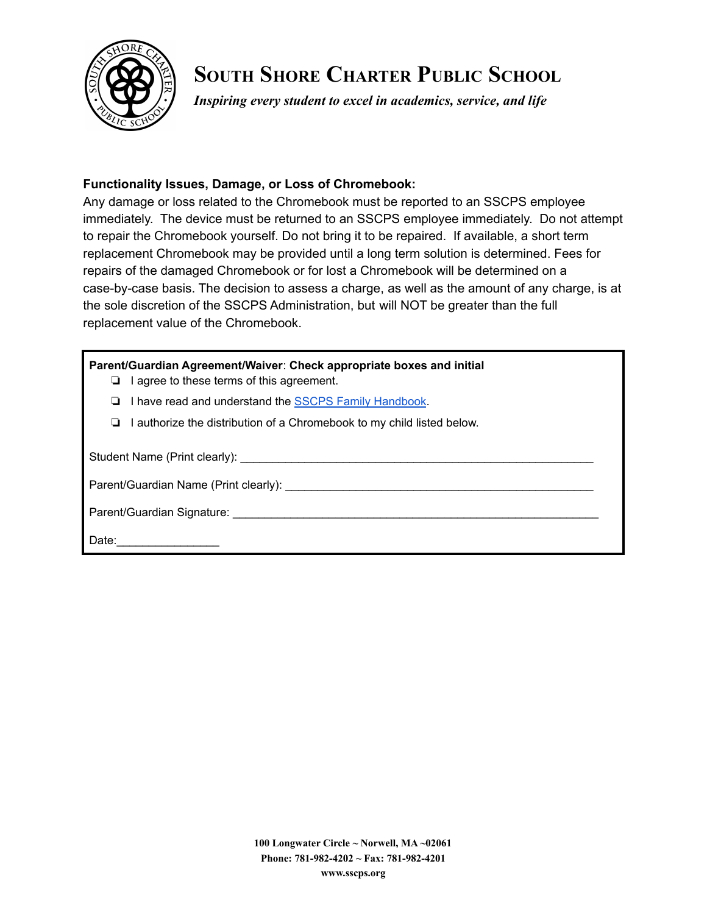# South Shore Charter Public School

*Inspiring every student to excel in academics, service, and life*

**Functionality Issues, Damage, or Loss of Chromebook:**
Any damage or loss related to the Chromebook must be reported to an SSCPS employee immediately. The device must be returned to an SSCPS employee immediately. Do not attempt to repair the Chromebook yourself. Do not bring it to be repaired. If available, a short term replacement Chromebook may be provided until a long term solution is determined. Fees for repairs of the damaged Chromebook or for lost a Chromebook will be determined on a case-by-case basis. The decision to assess a charge, as well as the amount of any charge, is at the sole discretion of the SSCPS Administration, but will NOT be greater than the full replacement value of the Chromebook.

**Parent/Guardian Agreement/Waiver**: **Check appropriate boxes and initial**

- ❏ I agree to these terms of this agreement.
- ❏ I have read and understand the SSCPS Family Handbook.
- ❏ I authorize the distribution of a Chromebook to my child listed below.

Student Name (Print clearly): ___________________________________________________

Parent/Guardian Name (Print clearly): ____________________________________________

Parent/Guardian Signature: _____________________________________________________

Date:________________

100 Longwater Circle ~ Norwell, MA ~02061
Phone: 781-982-4202 ~ Fax: 781-982-4201
www.sscps.org